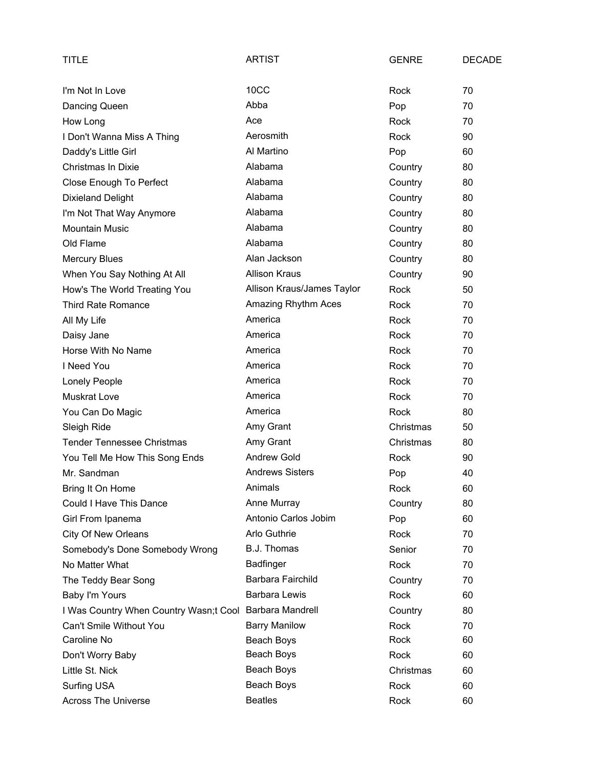| TITLE | ARTIST | GENRE | DECADE |
|---|---|---|---|
| I'm Not In Love | 10CC | Rock | 70 |
| Dancing Queen | Abba | Pop | 70 |
| How Long | Ace | Rock | 70 |
| I Don't Wanna Miss A Thing | Aerosmith | Rock | 90 |
| Daddy's Little Girl | Al Martino | Pop | 60 |
| Christmas In Dixie | Alabama | Country | 80 |
| Close Enough To Perfect | Alabama | Country | 80 |
| Dixieland Delight | Alabama | Country | 80 |
| I'm Not That Way Anymore | Alabama | Country | 80 |
| Mountain Music | Alabama | Country | 80 |
| Old Flame | Alabama | Country | 80 |
| Mercury Blues | Alan Jackson | Country | 80 |
| When You Say Nothing At All | Allison Kraus | Country | 90 |
| How's The World Treating You | Allison Kraus/James Taylor | Rock | 50 |
| Third Rate Romance | Amazing Rhythm Aces | Rock | 70 |
| All My Life | America | Rock | 70 |
| Daisy Jane | America | Rock | 70 |
| Horse With No Name | America | Rock | 70 |
| I Need You | America | Rock | 70 |
| Lonely People | America | Rock | 70 |
| Muskrat Love | America | Rock | 70 |
| You Can Do Magic | America | Rock | 80 |
| Sleigh Ride | Amy Grant | Christmas | 50 |
| Tender Tennessee Christmas | Amy Grant | Christmas | 80 |
| You Tell Me How This Song Ends | Andrew Gold | Rock | 90 |
| Mr. Sandman | Andrews Sisters | Pop | 40 |
| Bring It On Home | Animals | Rock | 60 |
| Could I Have This Dance | Anne Murray | Country | 80 |
| Girl From Ipanema | Antonio Carlos Jobim | Pop | 60 |
| City Of New Orleans | Arlo Guthrie | Rock | 70 |
| Somebody's Done Somebody Wrong | B.J. Thomas | Senior | 70 |
| No Matter What | Badfinger | Rock | 70 |
| The Teddy Bear Song | Barbara Fairchild | Country | 70 |
| Baby I'm Yours | Barbara Lewis | Rock | 60 |
| I Was Country When Country Wasn;t Cool | Barbara Mandrell | Country | 80 |
| Can't Smile Without You | Barry Manilow | Rock | 70 |
| Caroline No | Beach Boys | Rock | 60 |
| Don't Worry Baby | Beach Boys | Rock | 60 |
| Little St. Nick | Beach Boys | Christmas | 60 |
| Surfing USA | Beach Boys | Rock | 60 |
| Across The Universe | Beatles | Rock | 60 |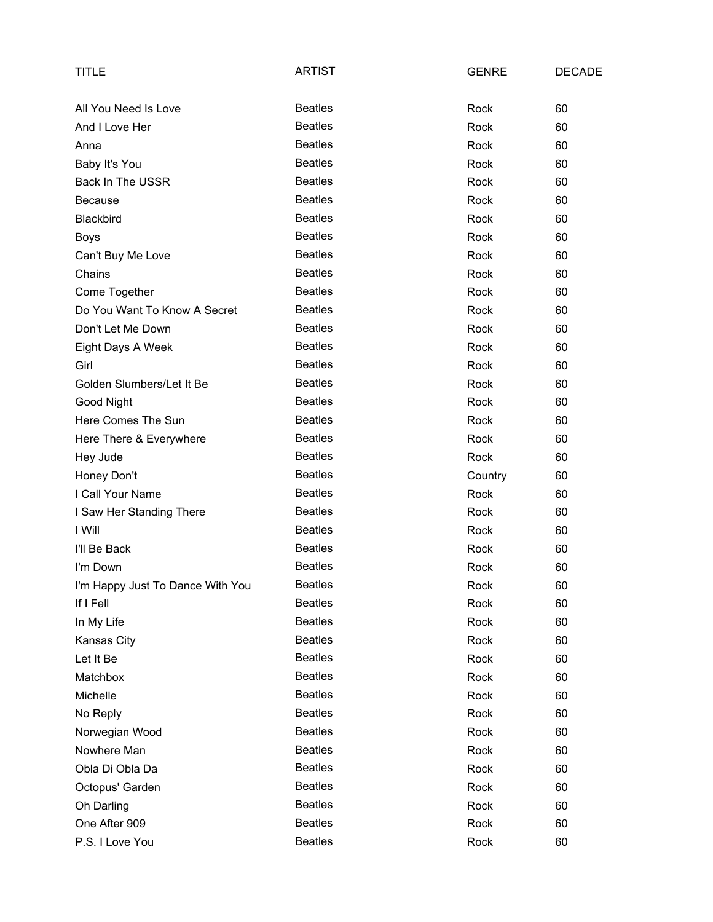| TITLE | ARTIST | GENRE | DECADE |
| --- | --- | --- | --- |
| All You Need Is Love | Beatles | Rock | 60 |
| And I Love Her | Beatles | Rock | 60 |
| Anna | Beatles | Rock | 60 |
| Baby It's You | Beatles | Rock | 60 |
| Back In The USSR | Beatles | Rock | 60 |
| Because | Beatles | Rock | 60 |
| Blackbird | Beatles | Rock | 60 |
| Boys | Beatles | Rock | 60 |
| Can't Buy Me Love | Beatles | Rock | 60 |
| Chains | Beatles | Rock | 60 |
| Come Together | Beatles | Rock | 60 |
| Do You Want To Know A Secret | Beatles | Rock | 60 |
| Don't Let Me Down | Beatles | Rock | 60 |
| Eight Days A Week | Beatles | Rock | 60 |
| Girl | Beatles | Rock | 60 |
| Golden Slumbers/Let It Be | Beatles | Rock | 60 |
| Good Night | Beatles | Rock | 60 |
| Here Comes The Sun | Beatles | Rock | 60 |
| Here There & Everywhere | Beatles | Rock | 60 |
| Hey Jude | Beatles | Rock | 60 |
| Honey Don't | Beatles | Country | 60 |
| I Call Your Name | Beatles | Rock | 60 |
| I Saw Her Standing There | Beatles | Rock | 60 |
| I Will | Beatles | Rock | 60 |
| I'll Be Back | Beatles | Rock | 60 |
| I'm Down | Beatles | Rock | 60 |
| I'm Happy Just To Dance With You | Beatles | Rock | 60 |
| If I Fell | Beatles | Rock | 60 |
| In My Life | Beatles | Rock | 60 |
| Kansas City | Beatles | Rock | 60 |
| Let It Be | Beatles | Rock | 60 |
| Matchbox | Beatles | Rock | 60 |
| Michelle | Beatles | Rock | 60 |
| No Reply | Beatles | Rock | 60 |
| Norwegian Wood | Beatles | Rock | 60 |
| Nowhere Man | Beatles | Rock | 60 |
| Obla Di Obla Da | Beatles | Rock | 60 |
| Octopus' Garden | Beatles | Rock | 60 |
| Oh Darling | Beatles | Rock | 60 |
| One After 909 | Beatles | Rock | 60 |
| P.S. I Love You | Beatles | Rock | 60 |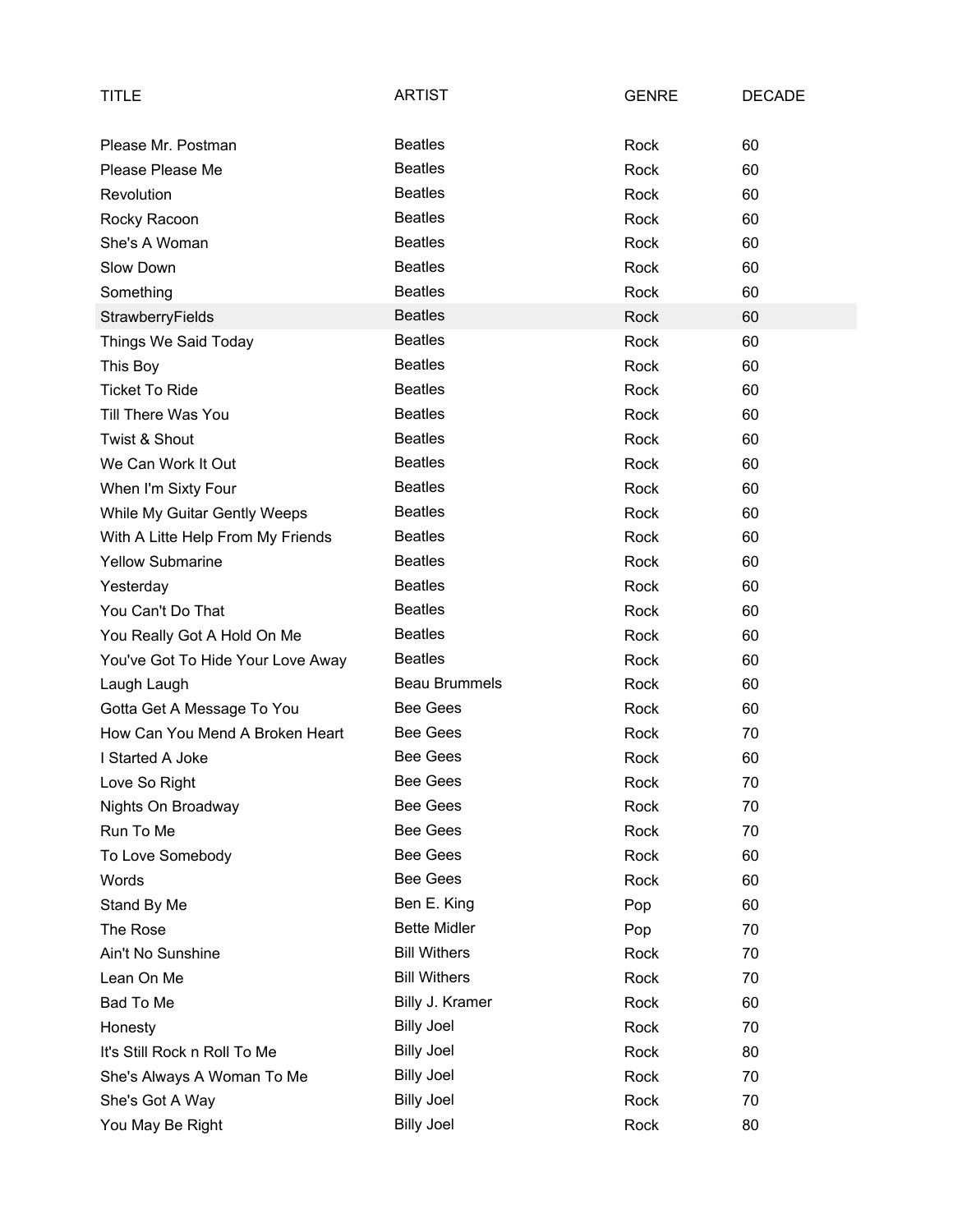| TITLE | ARTIST | GENRE | DECADE |
|---|---|---|---|
| Please Mr. Postman | Beatles | Rock | 60 |
| Please Please Me | Beatles | Rock | 60 |
| Revolution | Beatles | Rock | 60 |
| Rocky Racoon | Beatles | Rock | 60 |
| She's A Woman | Beatles | Rock | 60 |
| Slow Down | Beatles | Rock | 60 |
| Something | Beatles | Rock | 60 |
| StrawberryFields | Beatles | Rock | 60 |
| Things We Said Today | Beatles | Rock | 60 |
| This Boy | Beatles | Rock | 60 |
| Ticket To Ride | Beatles | Rock | 60 |
| Till There Was You | Beatles | Rock | 60 |
| Twist & Shout | Beatles | Rock | 60 |
| We Can Work It Out | Beatles | Rock | 60 |
| When I'm Sixty Four | Beatles | Rock | 60 |
| While My Guitar Gently Weeps | Beatles | Rock | 60 |
| With A Litte Help From My Friends | Beatles | Rock | 60 |
| Yellow Submarine | Beatles | Rock | 60 |
| Yesterday | Beatles | Rock | 60 |
| You Can't Do That | Beatles | Rock | 60 |
| You Really Got A Hold On Me | Beatles | Rock | 60 |
| You've Got To Hide Your Love Away | Beatles | Rock | 60 |
| Laugh Laugh | Beau Brummels | Rock | 60 |
| Gotta Get A Message To You | Bee Gees | Rock | 60 |
| How Can You Mend A Broken Heart | Bee Gees | Rock | 70 |
| I Started A Joke | Bee Gees | Rock | 60 |
| Love So Right | Bee Gees | Rock | 70 |
| Nights On Broadway | Bee Gees | Rock | 70 |
| Run To Me | Bee Gees | Rock | 70 |
| To Love Somebody | Bee Gees | Rock | 60 |
| Words | Bee Gees | Rock | 60 |
| Stand By Me | Ben E. King | Pop | 60 |
| The Rose | Bette Midler | Pop | 70 |
| Ain't No Sunshine | Bill Withers | Rock | 70 |
| Lean On Me | Bill Withers | Rock | 70 |
| Bad To Me | Billy J. Kramer | Rock | 60 |
| Honesty | Billy Joel | Rock | 70 |
| It's Still Rock n Roll To Me | Billy Joel | Rock | 80 |
| She's Always A Woman To Me | Billy Joel | Rock | 70 |
| She's Got A Way | Billy Joel | Rock | 70 |
| You May Be Right | Billy Joel | Rock | 80 |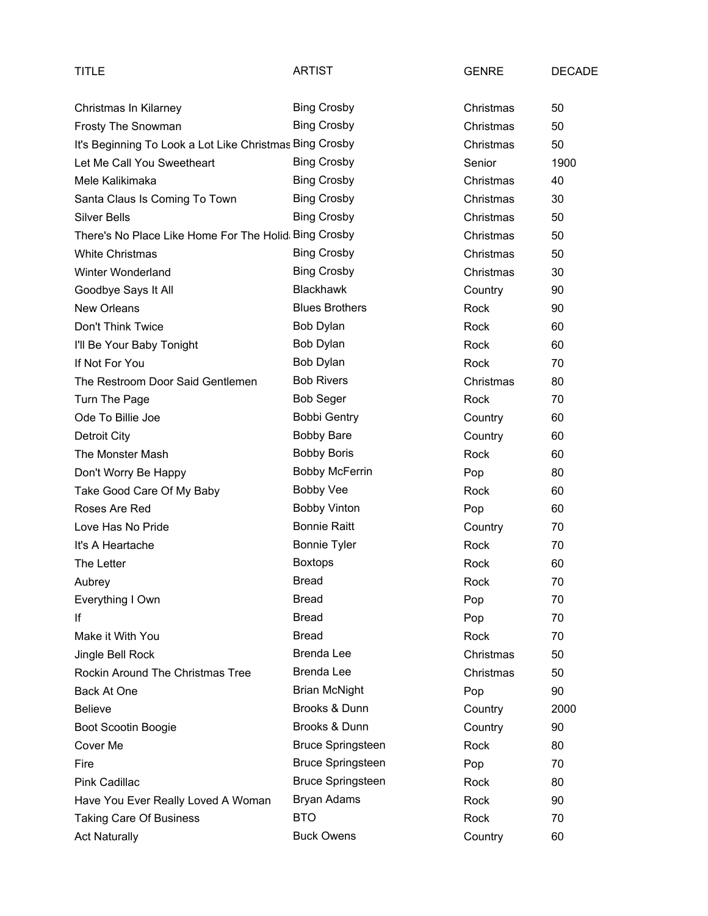| TITLE | ARTIST | GENRE | DECADE |
|---|---|---|---|
| Christmas In Kilarney | Bing Crosby | Christmas | 50 |
| Frosty The Snowman | Bing Crosby | Christmas | 50 |
| It's Beginning To Look a Lot Like Christmas | Bing Crosby | Christmas | 50 |
| Let Me Call You Sweetheart | Bing Crosby | Senior | 1900 |
| Mele Kalikimaka | Bing Crosby | Christmas | 40 |
| Santa Claus Is Coming To Town | Bing Crosby | Christmas | 30 |
| Silver Bells | Bing Crosby | Christmas | 50 |
| There's No Place Like Home For The Holid | Bing Crosby | Christmas | 50 |
| White Christmas | Bing Crosby | Christmas | 50 |
| Winter Wonderland | Bing Crosby | Christmas | 30 |
| Goodbye Says It All | Blackhawk | Country | 90 |
| New Orleans | Blues Brothers | Rock | 90 |
| Don't Think Twice | Bob Dylan | Rock | 60 |
| I'll Be Your Baby Tonight | Bob Dylan | Rock | 60 |
| If Not For You | Bob Dylan | Rock | 70 |
| The Restroom Door Said Gentlemen | Bob Rivers | Christmas | 80 |
| Turn The Page | Bob Seger | Rock | 70 |
| Ode To Billie Joe | Bobbi Gentry | Country | 60 |
| Detroit City | Bobby Bare | Country | 60 |
| The Monster Mash | Bobby Boris | Rock | 60 |
| Don't Worry Be Happy | Bobby McFerrin | Pop | 80 |
| Take Good Care Of My Baby | Bobby Vee | Rock | 60 |
| Roses Are Red | Bobby Vinton | Pop | 60 |
| Love Has No Pride | Bonnie Raitt | Country | 70 |
| It's A Heartache | Bonnie Tyler | Rock | 70 |
| The Letter | Boxtops | Rock | 60 |
| Aubrey | Bread | Rock | 70 |
| Everything I Own | Bread | Pop | 70 |
| If | Bread | Pop | 70 |
| Make it With You | Bread | Rock | 70 |
| Jingle Bell Rock | Brenda Lee | Christmas | 50 |
| Rockin Around The Christmas Tree | Brenda Lee | Christmas | 50 |
| Back At One | Brian McNight | Pop | 90 |
| Believe | Brooks & Dunn | Country | 2000 |
| Boot Scootin Boogie | Brooks & Dunn | Country | 90 |
| Cover Me | Bruce Springsteen | Rock | 80 |
| Fire | Bruce Springsteen | Pop | 70 |
| Pink Cadillac | Bruce Springsteen | Rock | 80 |
| Have You Ever Really Loved A Woman | Bryan Adams | Rock | 90 |
| Taking Care Of Business | BTO | Rock | 70 |
| Act Naturally | Buck Owens | Country | 60 |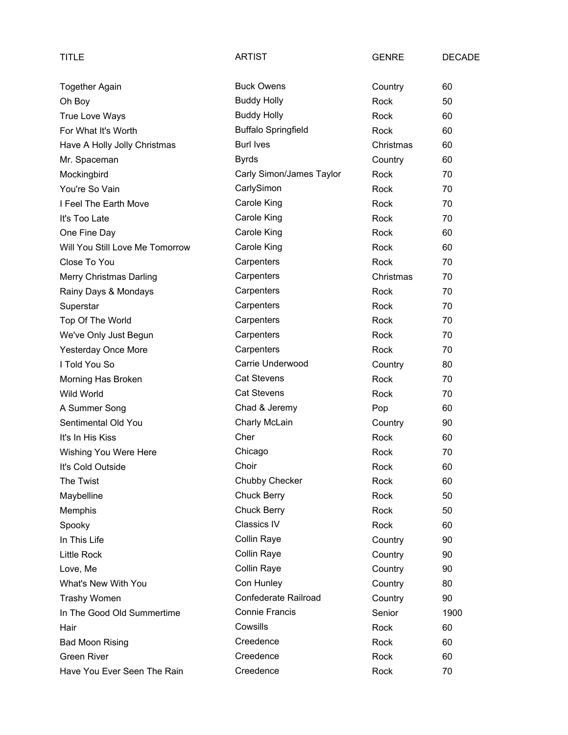| TITLE | ARTIST | GENRE | DECADE |
|---|---|---|---|
| Together Again | Buck Owens | Country | 60 |
| Oh Boy | Buddy Holly | Rock | 50 |
| True Love Ways | Buddy Holly | Rock | 60 |
| For What It's Worth | Buffalo Springfield | Rock | 60 |
| Have A Holly Jolly Christmas | Burl Ives | Christmas | 60 |
| Mr. Spaceman | Byrds | Country | 60 |
| Mockingbird | Carly Simon/James Taylor | Rock | 70 |
| You're So Vain | CarlySimon | Rock | 70 |
| I Feel The Earth Move | Carole King | Rock | 70 |
| It's Too Late | Carole King | Rock | 70 |
| One Fine Day | Carole King | Rock | 60 |
| Will You Still Love Me Tomorrow | Carole King | Rock | 60 |
| Close To You | Carpenters | Rock | 70 |
| Merry Christmas Darling | Carpenters | Christmas | 70 |
| Rainy Days & Mondays | Carpenters | Rock | 70 |
| Superstar | Carpenters | Rock | 70 |
| Top Of The World | Carpenters | Rock | 70 |
| We've Only Just Begun | Carpenters | Rock | 70 |
| Yesterday Once More | Carpenters | Rock | 70 |
| I Told You So | Carrie Underwood | Country | 80 |
| Morning Has Broken | Cat Stevens | Rock | 70 |
| Wild World | Cat Stevens | Rock | 70 |
| A Summer Song | Chad & Jeremy | Pop | 60 |
| Sentimental Old You | Charly McLain | Country | 90 |
| It's In His Kiss | Cher | Rock | 60 |
| Wishing You Were Here | Chicago | Rock | 70 |
| It's Cold Outside | Choir | Rock | 60 |
| The Twist | Chubby Checker | Rock | 60 |
| Maybelline | Chuck Berry | Rock | 50 |
| Memphis | Chuck Berry | Rock | 50 |
| Spooky | Classics IV | Rock | 60 |
| In This Life | Collin Raye | Country | 90 |
| Little Rock | Collin Raye | Country | 90 |
| Love, Me | Collin Raye | Country | 90 |
| What's New With You | Con Hunley | Country | 80 |
| Trashy Women | Confederate Railroad | Country | 90 |
| In The Good Old Summertime | Connie Francis | Senior | 1900 |
| Hair | Cowsills | Rock | 60 |
| Bad Moon Rising | Creedence | Rock | 60 |
| Green River | Creedence | Rock | 60 |
| Have You Ever Seen The Rain | Creedence | Rock | 70 |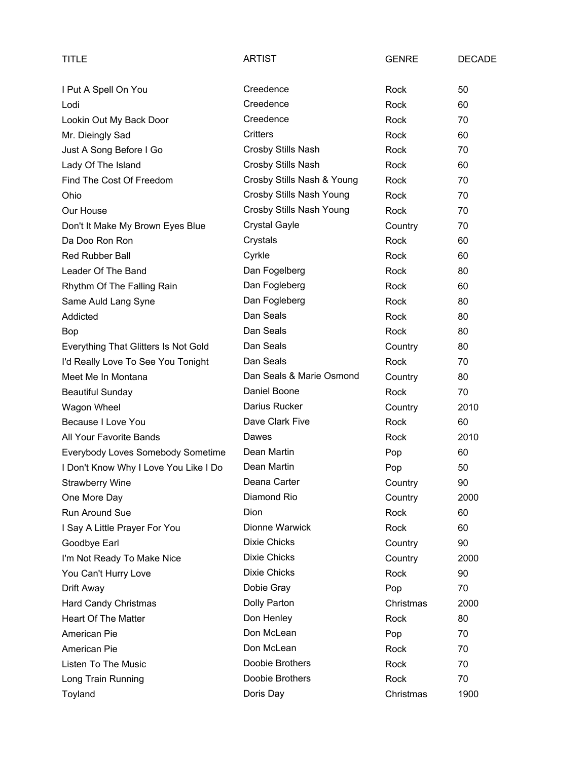| TITLE | ARTIST | GENRE | DECADE |
|---|---|---|---|
| I Put A Spell On You | Creedence | Rock | 50 |
| Lodi | Creedence | Rock | 60 |
| Lookin Out My Back Door | Creedence | Rock | 70 |
| Mr. Dieingly Sad | Critters | Rock | 60 |
| Just A Song Before I Go | Crosby Stills Nash | Rock | 70 |
| Lady Of The Island | Crosby Stills Nash | Rock | 60 |
| Find The Cost Of Freedom | Crosby Stills Nash & Young | Rock | 70 |
| Ohio | Crosby Stills Nash Young | Rock | 70 |
| Our House | Crosby Stills Nash Young | Rock | 70 |
| Don't It Make My Brown Eyes Blue | Crystal Gayle | Country | 70 |
| Da Doo Ron Ron | Crystals | Rock | 60 |
| Red Rubber Ball | Cyrkle | Rock | 60 |
| Leader Of The Band | Dan Fogelberg | Rock | 80 |
| Rhythm Of The Falling Rain | Dan Fogleberg | Rock | 60 |
| Same Auld Lang Syne | Dan Fogleberg | Rock | 80 |
| Addicted | Dan Seals | Rock | 80 |
| Bop | Dan Seals | Rock | 80 |
| Everything That Glitters Is Not Gold | Dan Seals | Country | 80 |
| I'd Really Love To See You Tonight | Dan Seals | Rock | 70 |
| Meet Me In Montana | Dan Seals & Marie Osmond | Country | 80 |
| Beautiful Sunday | Daniel Boone | Rock | 70 |
| Wagon Wheel | Darius Rucker | Country | 2010 |
| Because I Love You | Dave Clark Five | Rock | 60 |
| All Your Favorite Bands | Dawes | Rock | 2010 |
| Everybody Loves Somebody Sometime | Dean Martin | Pop | 60 |
| I Don't Know Why I Love You Like I Do | Dean Martin | Pop | 50 |
| Strawberry Wine | Deana Carter | Country | 90 |
| One More Day | Diamond Rio | Country | 2000 |
| Run Around Sue | Dion | Rock | 60 |
| I Say A Little Prayer For You | Dionne Warwick | Rock | 60 |
| Goodbye Earl | Dixie Chicks | Country | 90 |
| I'm Not Ready To Make Nice | Dixie Chicks | Country | 2000 |
| You Can't Hurry Love | Dixie Chicks | Rock | 90 |
| Drift Away | Dobie Gray | Pop | 70 |
| Hard Candy Christmas | Dolly Parton | Christmas | 2000 |
| Heart Of The Matter | Don Henley | Rock | 80 |
| American Pie | Don McLean | Pop | 70 |
| American Pie | Don McLean | Rock | 70 |
| Listen To The Music | Doobie Brothers | Rock | 70 |
| Long Train Running | Doobie Brothers | Rock | 70 |
| Toyland | Doris Day | Christmas | 1900 |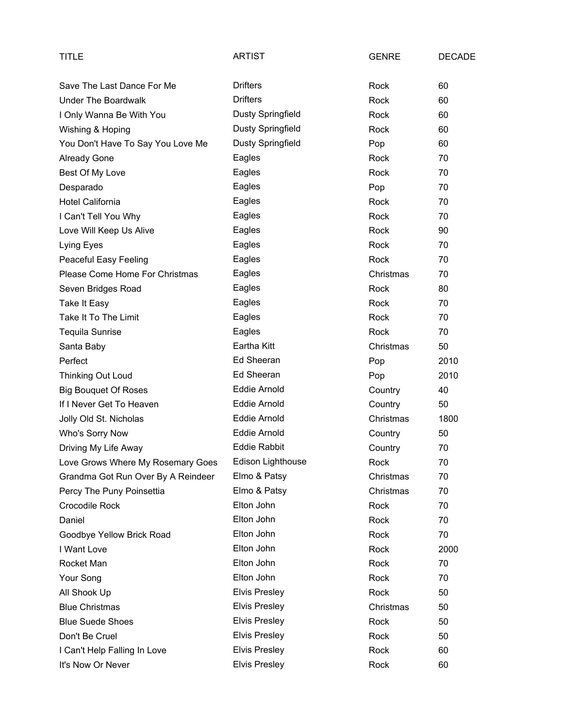| TITLE | ARTIST | GENRE | DECADE |
| --- | --- | --- | --- |
| Save The Last Dance For Me | Drifters | Rock | 60 |
| Under The Boardwalk | Drifters | Rock | 60 |
| I Only Wanna Be With You | Dusty Springfield | Rock | 60 |
| Wishing & Hoping | Dusty Springfield | Rock | 60 |
| You Don't Have To Say You Love Me | Dusty Springfield | Pop | 60 |
| Already Gone | Eagles | Rock | 70 |
| Best Of My Love | Eagles | Rock | 70 |
| Desparado | Eagles | Pop | 70 |
| Hotel California | Eagles | Rock | 70 |
| I Can't Tell You Why | Eagles | Rock | 70 |
| Love Will Keep Us Alive | Eagles | Rock | 90 |
| Lying Eyes | Eagles | Rock | 70 |
| Peaceful Easy Feeling | Eagles | Rock | 70 |
| Please Come Home For Christmas | Eagles | Christmas | 70 |
| Seven Bridges Road | Eagles | Rock | 80 |
| Take It Easy | Eagles | Rock | 70 |
| Take It To The Limit | Eagles | Rock | 70 |
| Tequila Sunrise | Eagles | Rock | 70 |
| Santa Baby | Eartha Kitt | Christmas | 50 |
| Perfect | Ed Sheeran | Pop | 2010 |
| Thinking Out Loud | Ed Sheeran | Pop | 2010 |
| Big Bouquet Of Roses | Eddie Arnold | Country | 40 |
| If I Never Get To Heaven | Eddie Arnold | Country | 50 |
| Jolly Old St. Nicholas | Eddie Arnold | Christmas | 1800 |
| Who's Sorry Now | Eddie Arnold | Country | 50 |
| Driving My Life Away | Eddie Rabbit | Country | 70 |
| Love Grows Where My Rosemary Goes | Edison Lighthouse | Rock | 70 |
| Grandma Got Run Over By A Reindeer | Elmo & Patsy | Christmas | 70 |
| Percy The Puny Poinsettia | Elmo & Patsy | Christmas | 70 |
| Crocodile Rock | Elton John | Rock | 70 |
| Daniel | Elton John | Rock | 70 |
| Goodbye Yellow Brick Road | Elton John | Rock | 70 |
| I Want Love | Elton John | Rock | 2000 |
| Rocket Man | Elton John | Rock | 70 |
| Your Song | Elton John | Rock | 70 |
| All Shook Up | Elvis Presley | Rock | 50 |
| Blue Christmas | Elvis Presley | Christmas | 50 |
| Blue Suede Shoes | Elvis Presley | Rock | 50 |
| Don't Be Cruel | Elvis Presley | Rock | 50 |
| I Can't Help Falling In Love | Elvis Presley | Rock | 60 |
| It's Now Or Never | Elvis Presley | Rock | 60 |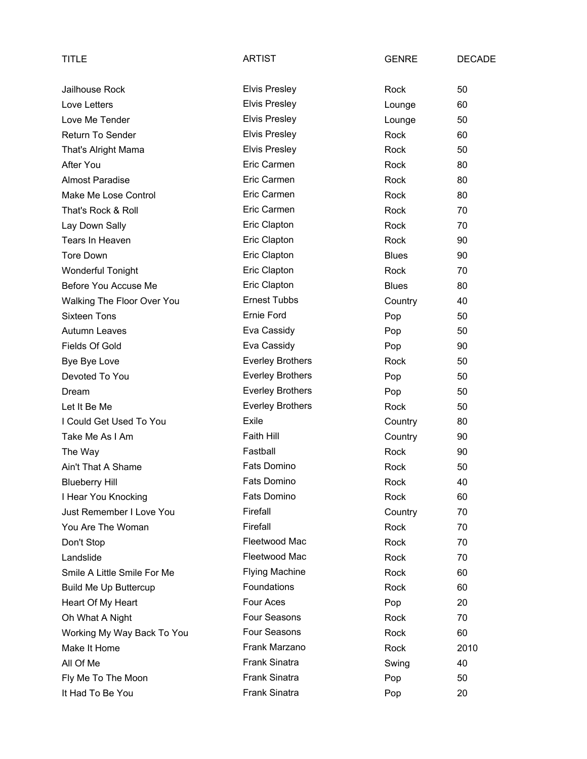| TITLE | ARTIST | GENRE | DECADE |
|---|---|---|---|
| Jailhouse Rock | Elvis Presley | Rock | 50 |
| Love Letters | Elvis Presley | Lounge | 60 |
| Love Me Tender | Elvis Presley | Lounge | 50 |
| Return To Sender | Elvis Presley | Rock | 60 |
| That's Alright Mama | Elvis Presley | Rock | 50 |
| After You | Eric Carmen | Rock | 80 |
| Almost Paradise | Eric Carmen | Rock | 80 |
| Make Me Lose Control | Eric Carmen | Rock | 80 |
| That's Rock & Roll | Eric Carmen | Rock | 70 |
| Lay Down Sally | Eric Clapton | Rock | 70 |
| Tears In Heaven | Eric Clapton | Rock | 90 |
| Tore Down | Eric Clapton | Blues | 90 |
| Wonderful Tonight | Eric Clapton | Rock | 70 |
| Before You Accuse Me | Eric Clapton | Blues | 80 |
| Walking The Floor Over You | Ernest Tubbs | Country | 40 |
| Sixteen Tons | Ernie Ford | Pop | 50 |
| Autumn Leaves | Eva Cassidy | Pop | 50 |
| Fields Of Gold | Eva Cassidy | Pop | 90 |
| Bye Bye Love | Everley Brothers | Rock | 50 |
| Devoted To You | Everley Brothers | Pop | 50 |
| Dream | Everley Brothers | Pop | 50 |
| Let It Be Me | Everley Brothers | Rock | 50 |
| I Could Get Used To You | Exile | Country | 80 |
| Take Me As I Am | Faith Hill | Country | 90 |
| The Way | Fastball | Rock | 90 |
| Ain't That A Shame | Fats Domino | Rock | 50 |
| Blueberry Hill | Fats Domino | Rock | 40 |
| I Hear You Knocking | Fats Domino | Rock | 60 |
| Just Remember I Love You | Firefall | Country | 70 |
| You Are The Woman | Firefall | Rock | 70 |
| Don't Stop | Fleetwood Mac | Rock | 70 |
| Landslide | Fleetwood Mac | Rock | 70 |
| Smile A Little Smile For Me | Flying Machine | Rock | 60 |
| Build Me Up Buttercup | Foundations | Rock | 60 |
| Heart Of My Heart | Four Aces | Pop | 20 |
| Oh What A Night | Four Seasons | Rock | 70 |
| Working My Way Back To You | Four Seasons | Rock | 60 |
| Make It Home | Frank Marzano | Rock | 2010 |
| All Of Me | Frank Sinatra | Swing | 40 |
| Fly Me To The Moon | Frank Sinatra | Pop | 50 |
| It Had To Be You | Frank Sinatra | Pop | 20 |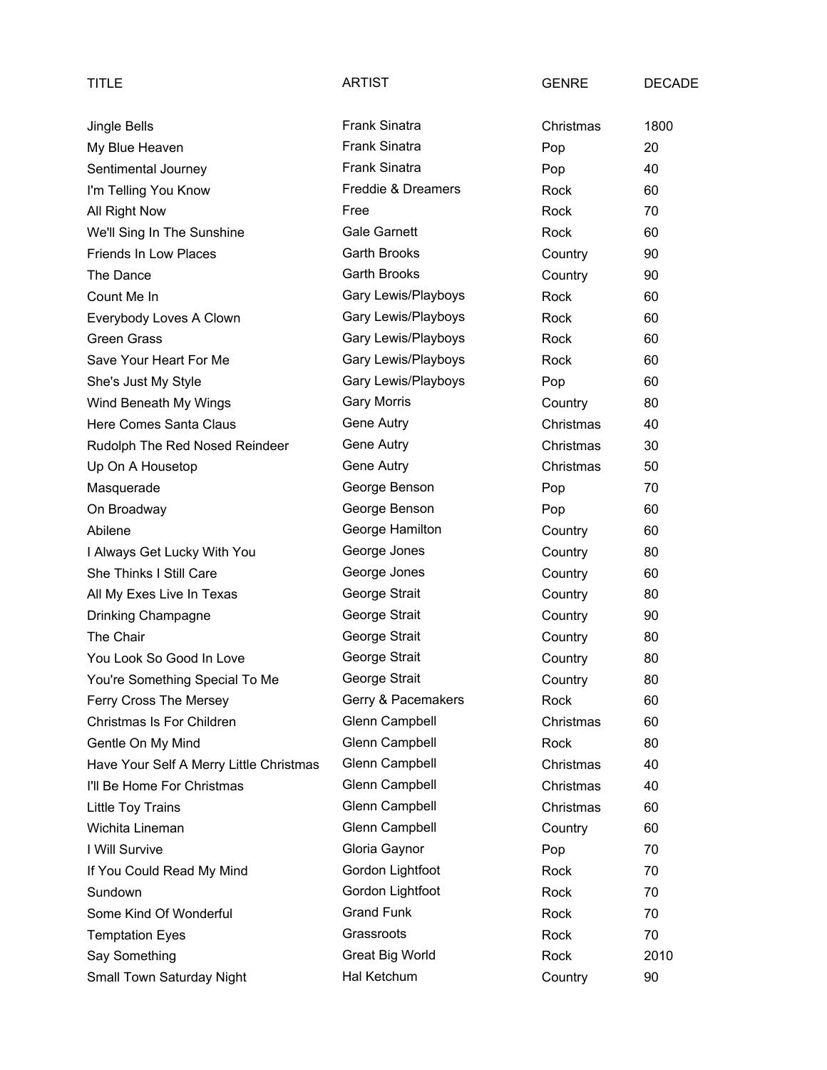| TITLE | ARTIST | GENRE | DECADE |
| --- | --- | --- | --- |
| Jingle Bells | Frank Sinatra | Christmas | 1800 |
| My Blue Heaven | Frank Sinatra | Pop | 20 |
| Sentimental Journey | Frank Sinatra | Pop | 40 |
| I'm Telling You Know | Freddie & Dreamers | Rock | 60 |
| All Right Now | Free | Rock | 70 |
| We'll Sing In The Sunshine | Gale Garnett | Rock | 60 |
| Friends In Low Places | Garth Brooks | Country | 90 |
| The Dance | Garth Brooks | Country | 90 |
| Count Me In | Gary Lewis/Playboys | Rock | 60 |
| Everybody Loves A Clown | Gary Lewis/Playboys | Rock | 60 |
| Green Grass | Gary Lewis/Playboys | Rock | 60 |
| Save Your Heart For Me | Gary Lewis/Playboys | Rock | 60 |
| She's Just My Style | Gary Lewis/Playboys | Pop | 60 |
| Wind Beneath My Wings | Gary Morris | Country | 80 |
| Here Comes Santa Claus | Gene Autry | Christmas | 40 |
| Rudolph The Red Nosed Reindeer | Gene Autry | Christmas | 30 |
| Up On A Housetop | Gene Autry | Christmas | 50 |
| Masquerade | George Benson | Pop | 70 |
| On Broadway | George Benson | Pop | 60 |
| Abilene | George Hamilton | Country | 60 |
| I Always Get Lucky With You | George Jones | Country | 80 |
| She Thinks I Still Care | George Jones | Country | 60 |
| All My Exes Live In Texas | George Strait | Country | 80 |
| Drinking Champagne | George Strait | Country | 90 |
| The Chair | George Strait | Country | 80 |
| You Look So Good In Love | George Strait | Country | 80 |
| You're Something Special To Me | George Strait | Country | 80 |
| Ferry Cross The Mersey | Gerry & Pacemakers | Rock | 60 |
| Christmas Is For Children | Glenn Campbell | Christmas | 60 |
| Gentle On My Mind | Glenn Campbell | Rock | 80 |
| Have Your Self A Merry Little Christmas | Glenn Campbell | Christmas | 40 |
| I'll Be Home For Christmas | Glenn Campbell | Christmas | 40 |
| Little Toy Trains | Glenn Campbell | Christmas | 60 |
| Wichita Lineman | Glenn Campbell | Country | 60 |
| I Will Survive | Gloria Gaynor | Pop | 70 |
| If You Could Read My Mind | Gordon Lightfoot | Rock | 70 |
| Sundown | Gordon Lightfoot | Rock | 70 |
| Some Kind Of Wonderful | Grand Funk | Rock | 70 |
| Temptation Eyes | Grassroots | Rock | 70 |
| Say Something | Great Big World | Rock | 2010 |
| Small Town Saturday Night | Hal Ketchum | Country | 90 |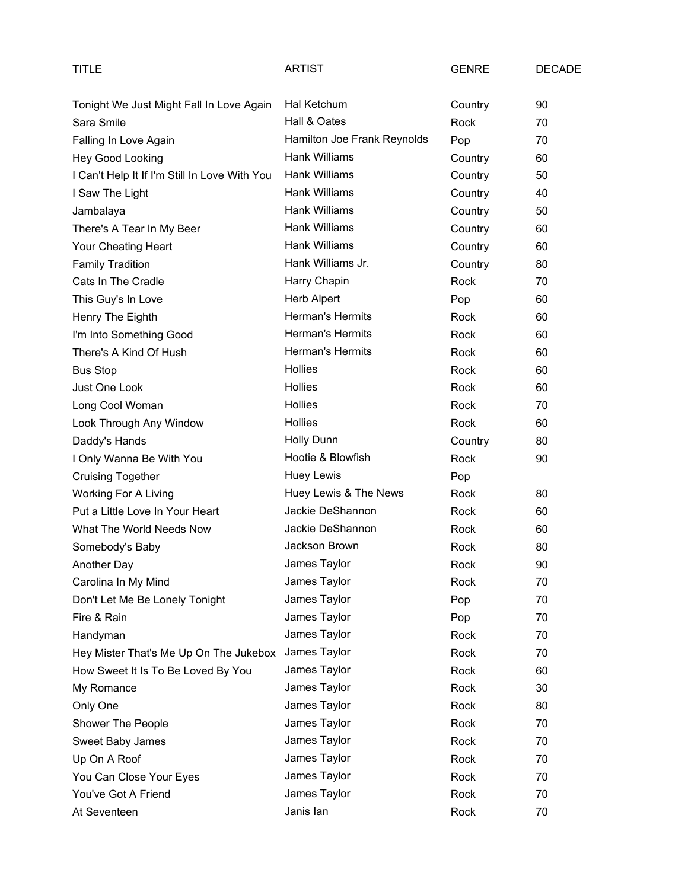| TITLE | ARTIST | GENRE | DECADE |
|---|---|---|---|
| Tonight We Just Might Fall In Love Again | Hal Ketchum | Country | 90 |
| Sara Smile | Hall & Oates | Rock | 70 |
| Falling In Love Again | Hamilton Joe Frank Reynolds | Pop | 70 |
| Hey Good Looking | Hank Williams | Country | 60 |
| I Can't Help It If I'm Still In Love With You | Hank Williams | Country | 50 |
| I Saw The Light | Hank Williams | Country | 40 |
| Jambalaya | Hank Williams | Country | 50 |
| There's A Tear In My Beer | Hank Williams | Country | 60 |
| Your Cheating Heart | Hank Williams | Country | 60 |
| Family Tradition | Hank Williams Jr. | Country | 80 |
| Cats In The Cradle | Harry Chapin | Rock | 70 |
| This Guy's In Love | Herb Alpert | Pop | 60 |
| Henry The Eighth | Herman's Hermits | Rock | 60 |
| I'm Into Something Good | Herman's Hermits | Rock | 60 |
| There's A Kind Of Hush | Herman's Hermits | Rock | 60 |
| Bus Stop | Hollies | Rock | 60 |
| Just One Look | Hollies | Rock | 60 |
| Long Cool Woman | Hollies | Rock | 70 |
| Look Through Any Window | Hollies | Rock | 60 |
| Daddy's Hands | Holly Dunn | Country | 80 |
| I Only Wanna Be With You | Hootie & Blowfish | Rock | 90 |
| Cruising Together | Huey Lewis | Pop | |
| Working For A Living | Huey Lewis & The News | Rock | 80 |
| Put a Little Love In Your Heart | Jackie DeShannon | Rock | 60 |
| What The World Needs Now | Jackie DeShannon | Rock | 60 |
| Somebody's Baby | Jackson Brown | Rock | 80 |
| Another Day | James Taylor | Rock | 90 |
| Carolina In My Mind | James Taylor | Rock | 70 |
| Don't Let Me Be Lonely Tonight | James Taylor | Pop | 70 |
| Fire & Rain | James Taylor | Pop | 70 |
| Handyman | James Taylor | Rock | 70 |
| Hey Mister That's Me Up On The Jukebox | James Taylor | Rock | 70 |
| How Sweet It Is To Be Loved By You | James Taylor | Rock | 60 |
| My Romance | James Taylor | Rock | 30 |
| Only One | James Taylor | Rock | 80 |
| Shower The People | James Taylor | Rock | 70 |
| Sweet Baby James | James Taylor | Rock | 70 |
| Up On A Roof | James Taylor | Rock | 70 |
| You Can Close Your Eyes | James Taylor | Rock | 70 |
| You've Got A Friend | James Taylor | Rock | 70 |
| At Seventeen | Janis Ian | Rock | 70 |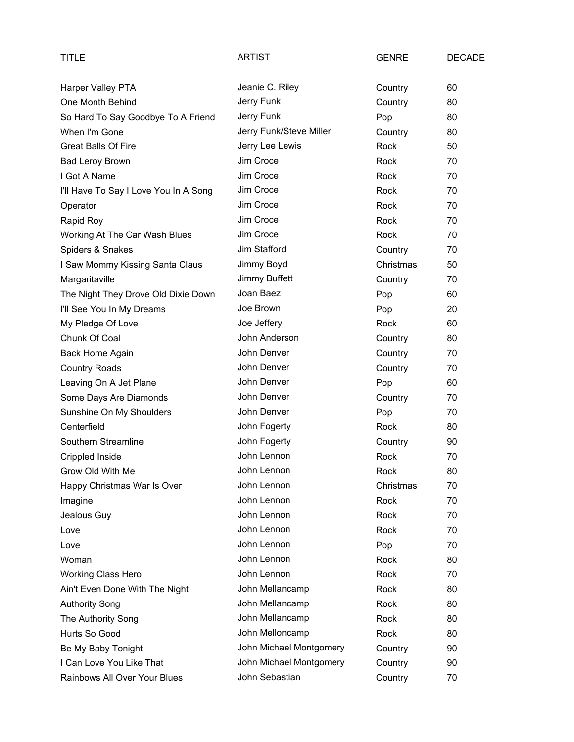| TITLE | ARTIST | GENRE | DECADE |
|---|---|---|---|
| Harper Valley PTA | Jeanie C. Riley | Country | 60 |
| One Month Behind | Jerry Funk | Country | 80 |
| So Hard To Say Goodbye To A Friend | Jerry Funk | Pop | 80 |
| When I'm Gone | Jerry Funk/Steve Miller | Country | 80 |
| Great Balls Of Fire | Jerry Lee Lewis | Rock | 50 |
| Bad Leroy Brown | Jim Croce | Rock | 70 |
| I Got A Name | Jim Croce | Rock | 70 |
| I'll Have To Say I Love You In A Song | Jim Croce | Rock | 70 |
| Operator | Jim Croce | Rock | 70 |
| Rapid Roy | Jim Croce | Rock | 70 |
| Working At The Car Wash Blues | Jim Croce | Rock | 70 |
| Spiders & Snakes | Jim Stafford | Country | 70 |
| I Saw Mommy Kissing Santa Claus | Jimmy Boyd | Christmas | 50 |
| Margaritaville | Jimmy Buffett | Country | 70 |
| The Night They Drove Old Dixie Down | Joan Baez | Pop | 60 |
| I'll See You In My Dreams | Joe Brown | Pop | 20 |
| My Pledge Of Love | Joe Jeffery | Rock | 60 |
| Chunk Of Coal | John Anderson | Country | 80 |
| Back Home Again | John Denver | Country | 70 |
| Country Roads | John Denver | Country | 70 |
| Leaving On A Jet Plane | John Denver | Pop | 60 |
| Some Days Are Diamonds | John Denver | Country | 70 |
| Sunshine On My Shoulders | John Denver | Pop | 70 |
| Centerfield | John Fogerty | Rock | 80 |
| Southern Streamline | John Fogerty | Country | 90 |
| Crippled Inside | John Lennon | Rock | 70 |
| Grow Old With Me | John Lennon | Rock | 80 |
| Happy Christmas War Is Over | John Lennon | Christmas | 70 |
| Imagine | John Lennon | Rock | 70 |
| Jealous Guy | John Lennon | Rock | 70 |
| Love | John Lennon | Rock | 70 |
| Love | John Lennon | Pop | 70 |
| Woman | John Lennon | Rock | 80 |
| Working Class Hero | John Lennon | Rock | 70 |
| Ain't Even Done With The Night | John Mellancamp | Rock | 80 |
| Authority Song | John Mellancamp | Rock | 80 |
| The Authority Song | John Mellancamp | Rock | 80 |
| Hurts So Good | John Melloncamp | Rock | 80 |
| Be My Baby Tonight | John Michael Montgomery | Country | 90 |
| I Can Love You Like That | John Michael Montgomery | Country | 90 |
| Rainbows All Over Your Blues | John Sebastian | Country | 70 |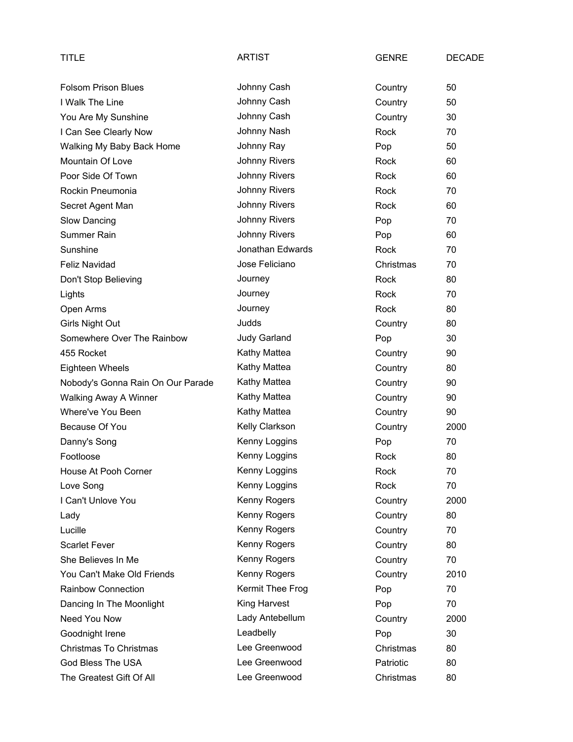| TITLE | ARTIST | GENRE | DECADE |
| --- | --- | --- | --- |
| Folsom Prison Blues | Johnny Cash | Country | 50 |
| I Walk The Line | Johnny Cash | Country | 50 |
| You Are My Sunshine | Johnny Cash | Country | 30 |
| I Can See Clearly Now | Johnny Nash | Rock | 70 |
| Walking My Baby Back Home | Johnny Ray | Pop | 50 |
| Mountain Of Love | Johnny Rivers | Rock | 60 |
| Poor Side Of Town | Johnny Rivers | Rock | 60 |
| Rockin Pneumonia | Johnny Rivers | Rock | 70 |
| Secret Agent Man | Johnny Rivers | Rock | 60 |
| Slow Dancing | Johnny Rivers | Pop | 70 |
| Summer Rain | Johnny Rivers | Pop | 60 |
| Sunshine | Jonathan Edwards | Rock | 70 |
| Feliz Navidad | Jose Feliciano | Christmas | 70 |
| Don't Stop Believing | Journey | Rock | 80 |
| Lights | Journey | Rock | 70 |
| Open Arms | Journey | Rock | 80 |
| Girls Night Out | Judds | Country | 80 |
| Somewhere Over The Rainbow | Judy Garland | Pop | 30 |
| 455 Rocket | Kathy Mattea | Country | 90 |
| Eighteen Wheels | Kathy Mattea | Country | 80 |
| Nobody's Gonna Rain On Our Parade | Kathy Mattea | Country | 90 |
| Walking Away A Winner | Kathy Mattea | Country | 90 |
| Where've You Been | Kathy Mattea | Country | 90 |
| Because Of You | Kelly Clarkson | Country | 2000 |
| Danny's Song | Kenny Loggins | Pop | 70 |
| Footloose | Kenny Loggins | Rock | 80 |
| House At Pooh Corner | Kenny Loggins | Rock | 70 |
| Love Song | Kenny Loggins | Rock | 70 |
| I Can't Unlove You | Kenny Rogers | Country | 2000 |
| Lady | Kenny Rogers | Country | 80 |
| Lucille | Kenny Rogers | Country | 70 |
| Scarlet Fever | Kenny Rogers | Country | 80 |
| She Believes In Me | Kenny Rogers | Country | 70 |
| You Can't Make Old Friends | Kenny Rogers | Country | 2010 |
| Rainbow Connection | Kermit Thee Frog | Pop | 70 |
| Dancing In The Moonlight | King Harvest | Pop | 70 |
| Need You Now | Lady Antebellum | Country | 2000 |
| Goodnight Irene | Leadbelly | Pop | 30 |
| Christmas To Christmas | Lee Greenwood | Christmas | 80 |
| God Bless The USA | Lee Greenwood | Patriotic | 80 |
| The Greatest Gift Of All | Lee Greenwood | Christmas | 80 |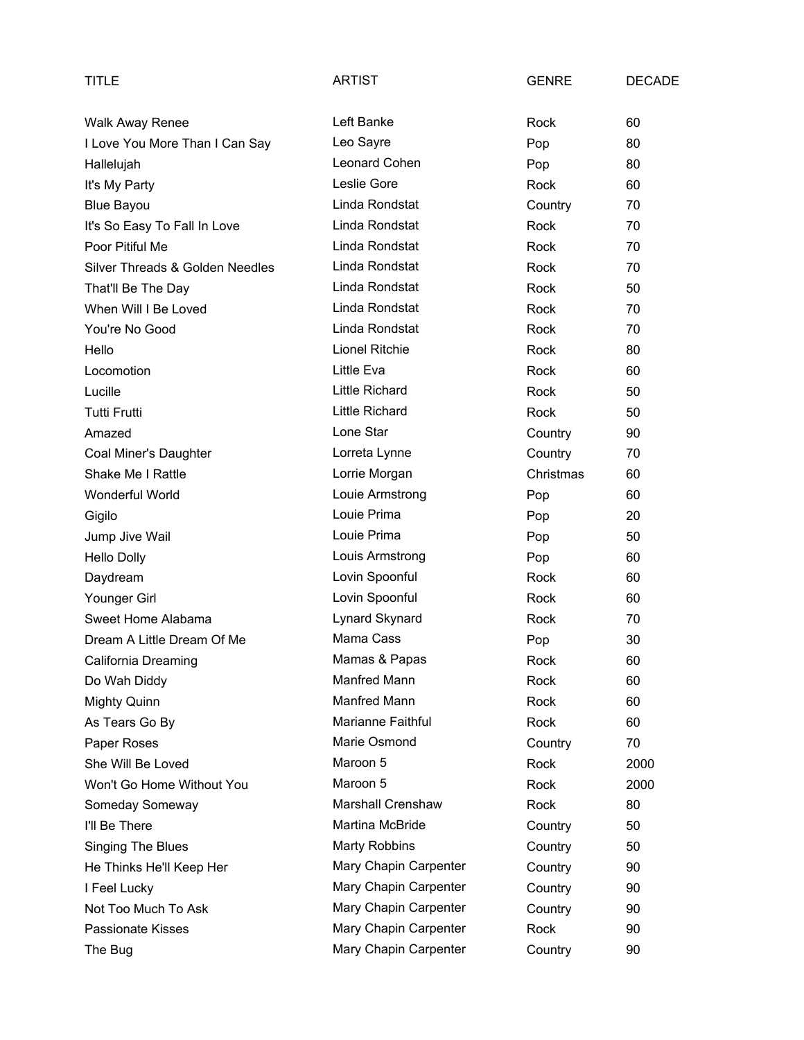| TITLE | ARTIST | GENRE | DECADE |
|---|---|---|---|
| Walk Away Renee | Left Banke | Rock | 60 |
| I Love You More Than I Can Say | Leo Sayre | Pop | 80 |
| Hallelujah | Leonard Cohen | Pop | 80 |
| It's My Party | Leslie Gore | Rock | 60 |
| Blue Bayou | Linda Rondstat | Country | 70 |
| It's So Easy To Fall In Love | Linda Rondstat | Rock | 70 |
| Poor Pitiful Me | Linda Rondstat | Rock | 70 |
| Silver Threads & Golden Needles | Linda Rondstat | Rock | 70 |
| That'll Be The Day | Linda Rondstat | Rock | 50 |
| When Will I Be Loved | Linda Rondstat | Rock | 70 |
| You're No Good | Linda Rondstat | Rock | 70 |
| Hello | Lionel Ritchie | Rock | 80 |
| Locomotion | Little Eva | Rock | 60 |
| Lucille | Little Richard | Rock | 50 |
| Tutti Frutti | Little Richard | Rock | 50 |
| Amazed | Lone Star | Country | 90 |
| Coal Miner's Daughter | Lorreta Lynne | Country | 70 |
| Shake Me I Rattle | Lorrie Morgan | Christmas | 60 |
| Wonderful World | Louie Armstrong | Pop | 60 |
| Gigilo | Louie Prima | Pop | 20 |
| Jump Jive Wail | Louie Prima | Pop | 50 |
| Hello Dolly | Louis Armstrong | Pop | 60 |
| Daydream | Lovin Spoonful | Rock | 60 |
| Younger Girl | Lovin Spoonful | Rock | 60 |
| Sweet Home Alabama | Lynard Skynard | Rock | 70 |
| Dream A Little Dream Of Me | Mama Cass | Pop | 30 |
| California Dreaming | Mamas & Papas | Rock | 60 |
| Do Wah Diddy | Manfred Mann | Rock | 60 |
| Mighty Quinn | Manfred Mann | Rock | 60 |
| As Tears Go By | Marianne Faithful | Rock | 60 |
| Paper Roses | Marie Osmond | Country | 70 |
| She Will Be Loved | Maroon 5 | Rock | 2000 |
| Won't Go Home Without You | Maroon 5 | Rock | 2000 |
| Someday Someway | Marshall Crenshaw | Rock | 80 |
| I'll Be There | Martina McBride | Country | 50 |
| Singing The Blues | Marty Robbins | Country | 50 |
| He Thinks He'll Keep Her | Mary Chapin Carpenter | Country | 90 |
| I Feel Lucky | Mary Chapin Carpenter | Country | 90 |
| Not Too Much To Ask | Mary Chapin Carpenter | Country | 90 |
| Passionate Kisses | Mary Chapin Carpenter | Rock | 90 |
| The Bug | Mary Chapin Carpenter | Country | 90 |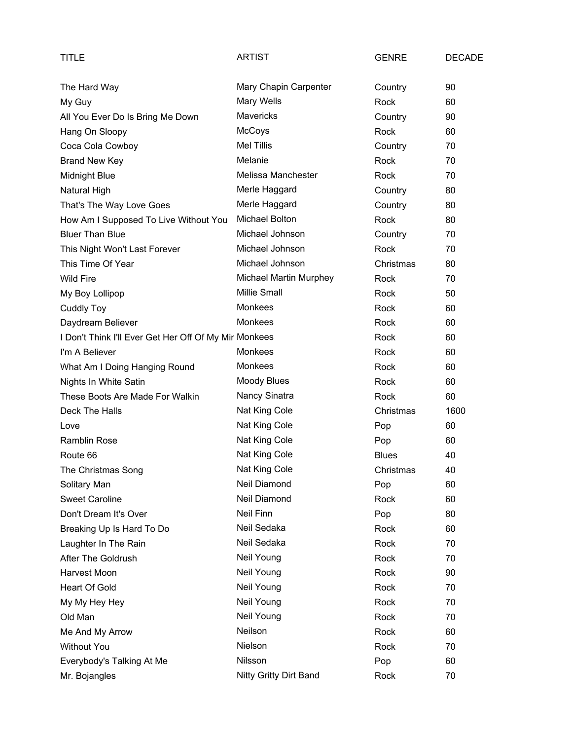| TITLE | ARTIST | GENRE | DECADE |
|---|---|---|---|
| The Hard Way | Mary Chapin Carpenter | Country | 90 |
| My Guy | Mary Wells | Rock | 60 |
| All You Ever Do Is Bring Me Down | Mavericks | Country | 90 |
| Hang On Sloopy | McCoys | Rock | 60 |
| Coca Cola Cowboy | Mel Tillis | Country | 70 |
| Brand New Key | Melanie | Rock | 70 |
| Midnight Blue | Melissa Manchester | Rock | 70 |
| Natural High | Merle Haggard | Country | 80 |
| That's The Way Love Goes | Merle Haggard | Country | 80 |
| How Am I Supposed To Live Without You | Michael Bolton | Rock | 80 |
| Bluer Than Blue | Michael Johnson | Country | 70 |
| This Night Won't Last Forever | Michael Johnson | Rock | 70 |
| This Time Of Year | Michael Johnson | Christmas | 80 |
| Wild Fire | Michael Martin Murphey | Rock | 70 |
| My Boy Lollipop | Millie Small | Rock | 50 |
| Cuddly Toy | Monkees | Rock | 60 |
| Daydream Believer | Monkees | Rock | 60 |
| I Don't Think I'll Ever Get Her Off Of My Mir | Monkees | Rock | 60 |
| I'm A Believer | Monkees | Rock | 60 |
| What Am I Doing Hanging Round | Monkees | Rock | 60 |
| Nights In White Satin | Moody Blues | Rock | 60 |
| These Boots Are Made For Walkin | Nancy Sinatra | Rock | 60 |
| Deck The Halls | Nat King Cole | Christmas | 1600 |
| Love | Nat King Cole | Pop | 60 |
| Ramblin Rose | Nat King Cole | Pop | 60 |
| Route 66 | Nat King Cole | Blues | 40 |
| The Christmas Song | Nat King Cole | Christmas | 40 |
| Solitary Man | Neil Diamond | Pop | 60 |
| Sweet Caroline | Neil Diamond | Rock | 60 |
| Don't Dream It's Over | Neil Finn | Pop | 80 |
| Breaking Up Is Hard To Do | Neil Sedaka | Rock | 60 |
| Laughter In The Rain | Neil Sedaka | Rock | 70 |
| After The Goldrush | Neil Young | Rock | 70 |
| Harvest Moon | Neil Young | Rock | 90 |
| Heart Of Gold | Neil Young | Rock | 70 |
| My My Hey Hey | Neil Young | Rock | 70 |
| Old Man | Neil Young | Rock | 70 |
| Me And My Arrow | Neilson | Rock | 60 |
| Without You | Nielson | Rock | 70 |
| Everybody's Talking At Me | Nilsson | Pop | 60 |
| Mr. Bojangles | Nitty Gritty Dirt Band | Rock | 70 |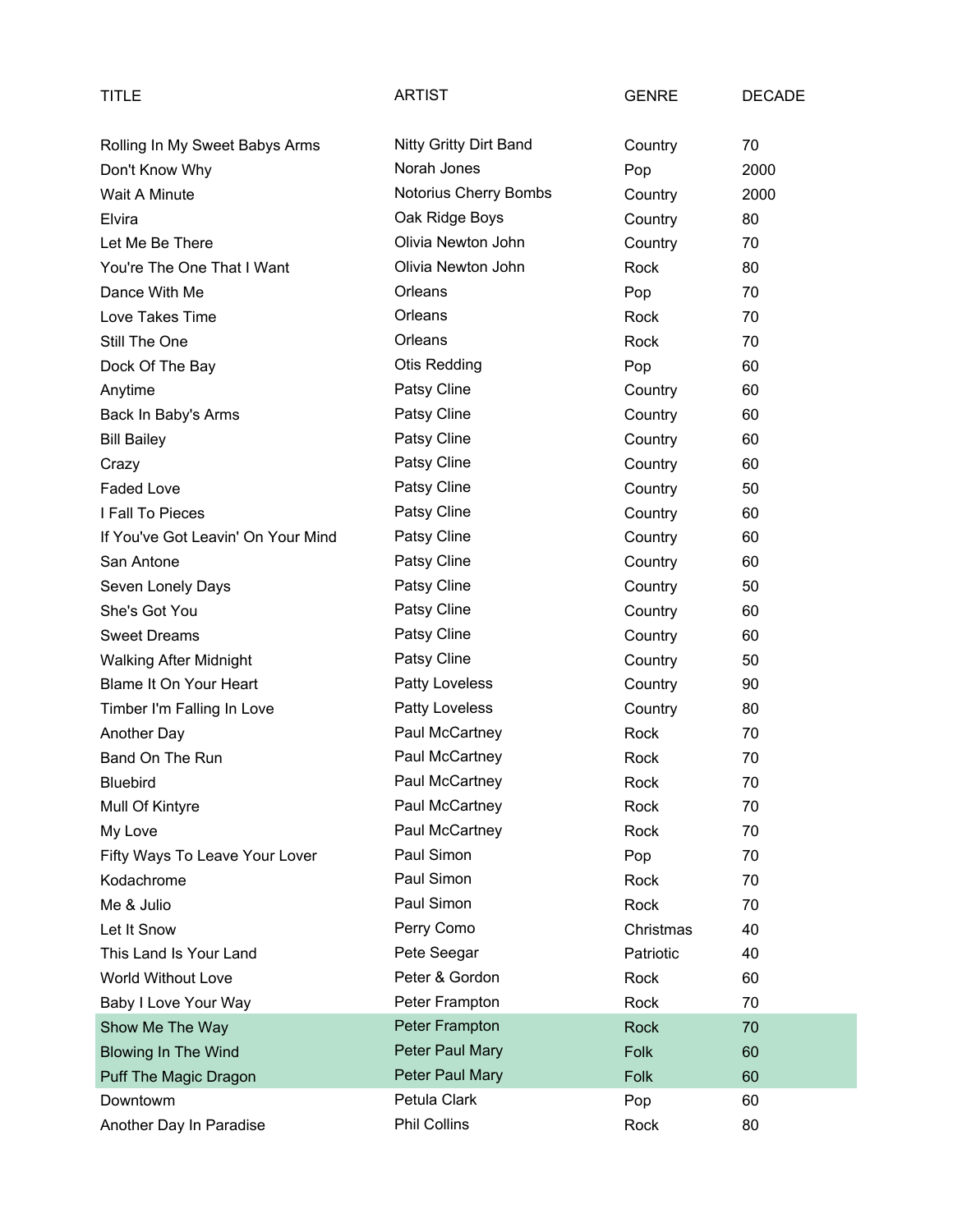| TITLE | ARTIST | GENRE | DECADE |
|---|---|---|---|
| Rolling In My Sweet Babys Arms | Nitty Gritty Dirt Band | Country | 70 |
| Don't Know Why | Norah Jones | Pop | 2000 |
| Wait A Minute | Notorius Cherry Bombs | Country | 2000 |
| Elvira | Oak Ridge Boys | Country | 80 |
| Let Me Be There | Olivia Newton John | Country | 70 |
| You're The One That I Want | Olivia Newton John | Rock | 80 |
| Dance With Me | Orleans | Pop | 70 |
| Love Takes Time | Orleans | Rock | 70 |
| Still The One | Orleans | Rock | 70 |
| Dock Of The Bay | Otis Redding | Pop | 60 |
| Anytime | Patsy Cline | Country | 60 |
| Back In Baby's Arms | Patsy Cline | Country | 60 |
| Bill Bailey | Patsy Cline | Country | 60 |
| Crazy | Patsy Cline | Country | 60 |
| Faded Love | Patsy Cline | Country | 50 |
| I Fall To Pieces | Patsy Cline | Country | 60 |
| If You've Got Leavin' On Your Mind | Patsy Cline | Country | 60 |
| San Antone | Patsy Cline | Country | 60 |
| Seven Lonely Days | Patsy Cline | Country | 50 |
| She's Got You | Patsy Cline | Country | 60 |
| Sweet Dreams | Patsy Cline | Country | 60 |
| Walking After Midnight | Patsy Cline | Country | 50 |
| Blame It On Your Heart | Patty Loveless | Country | 90 |
| Timber I'm Falling In Love | Patty Loveless | Country | 80 |
| Another Day | Paul McCartney | Rock | 70 |
| Band On The Run | Paul McCartney | Rock | 70 |
| Bluebird | Paul McCartney | Rock | 70 |
| Mull Of Kintyre | Paul McCartney | Rock | 70 |
| My Love | Paul McCartney | Rock | 70 |
| Fifty Ways To Leave Your Lover | Paul Simon | Pop | 70 |
| Kodachrome | Paul Simon | Rock | 70 |
| Me & Julio | Paul Simon | Rock | 70 |
| Let It Snow | Perry Como | Christmas | 40 |
| This Land Is Your Land | Pete Seegar | Patriotic | 40 |
| World Without Love | Peter & Gordon | Rock | 60 |
| Baby I Love Your Way | Peter Frampton | Rock | 70 |
| Show Me The Way | Peter Frampton | Rock | 70 |
| Blowing In The Wind | Peter Paul Mary | Folk | 60 |
| Puff The Magic Dragon | Peter Paul Mary | Folk | 60 |
| Downtowm | Petula Clark | Pop | 60 |
| Another Day In Paradise | Phil Collins | Rock | 80 |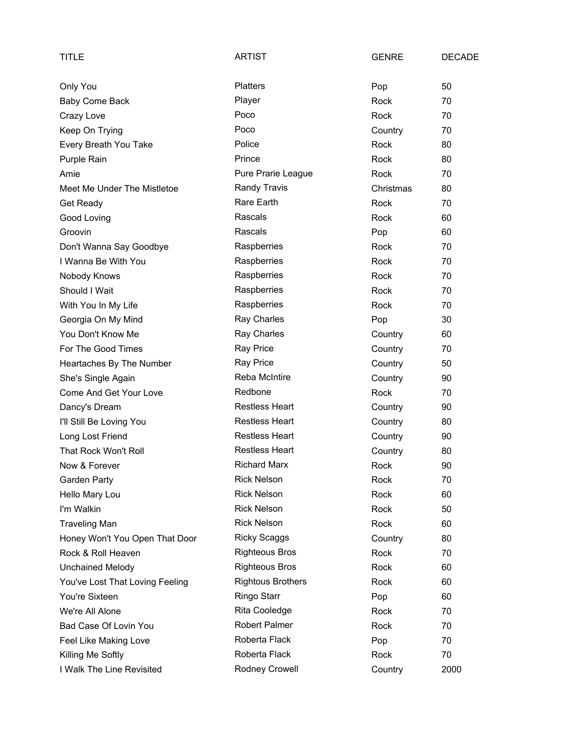| TITLE | ARTIST | GENRE | DECADE |
|---|---|---|---|
| Only You | Platters | Pop | 50 |
| Baby Come Back | Player | Rock | 70 |
| Crazy Love | Poco | Rock | 70 |
| Keep On Trying | Poco | Country | 70 |
| Every Breath You Take | Police | Rock | 80 |
| Purple Rain | Prince | Rock | 80 |
| Amie | Pure Prarie League | Rock | 70 |
| Meet Me Under The Mistletoe | Randy Travis | Christmas | 80 |
| Get Ready | Rare Earth | Rock | 70 |
| Good Loving | Rascals | Rock | 60 |
| Groovin | Rascals | Pop | 60 |
| Don't Wanna Say Goodbye | Raspberries | Rock | 70 |
| I Wanna Be With You | Raspberries | Rock | 70 |
| Nobody Knows | Raspberries | Rock | 70 |
| Should I Wait | Raspberries | Rock | 70 |
| With You In My Life | Raspberries | Rock | 70 |
| Georgia On My Mind | Ray Charles | Pop | 30 |
| You Don't Know Me | Ray Charles | Country | 60 |
| For The Good Times | Ray Price | Country | 70 |
| Heartaches By The Number | Ray Price | Country | 50 |
| She's Single Again | Reba McIntire | Country | 90 |
| Come And Get Your Love | Redbone | Rock | 70 |
| Dancy's Dream | Restless Heart | Country | 90 |
| I'll Still Be Loving You | Restless Heart | Country | 80 |
| Long Lost Friend | Restless Heart | Country | 90 |
| That Rock Won't Roll | Restless Heart | Country | 80 |
| Now & Forever | Richard Marx | Rock | 90 |
| Garden Party | Rick Nelson | Rock | 70 |
| Hello Mary Lou | Rick Nelson | Rock | 60 |
| I'm Walkin | Rick Nelson | Rock | 50 |
| Traveling Man | Rick Nelson | Rock | 60 |
| Honey Won't You Open That Door | Ricky Scaggs | Country | 80 |
| Rock & Roll Heaven | Righteous Bros | Rock | 70 |
| Unchained Melody | Righteous Bros | Rock | 60 |
| You've Lost That Loving Feeling | Rightous Brothers | Rock | 60 |
| You're Sixteen | Ringo Starr | Pop | 60 |
| We're All Alone | Rita Cooledge | Rock | 70 |
| Bad Case Of Lovin You | Robert Palmer | Rock | 70 |
| Feel Like Making Love | Roberta Flack | Pop | 70 |
| Killing Me Softly | Roberta Flack | Rock | 70 |
| I Walk The Line Revisited | Rodney Crowell | Country | 2000 |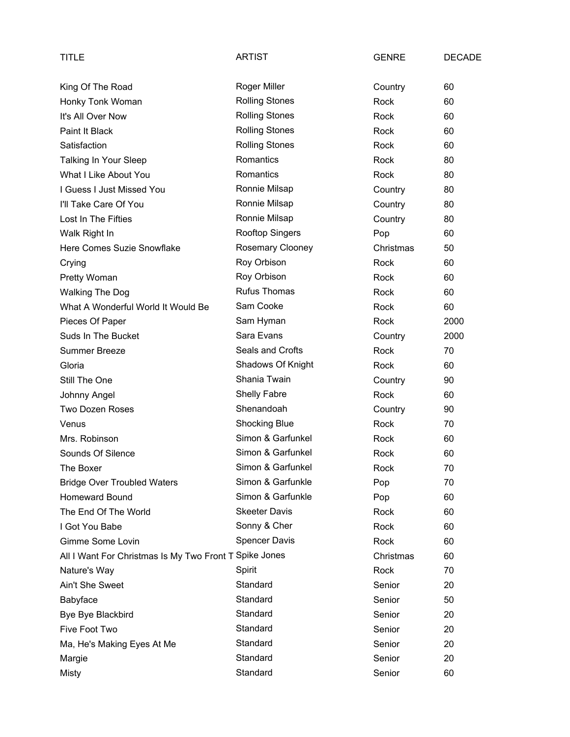| TITLE | ARTIST | GENRE | DECADE |
|---|---|---|---|
| King Of The Road | Roger Miller | Country | 60 |
| Honky Tonk Woman | Rolling Stones | Rock | 60 |
| It's All Over Now | Rolling Stones | Rock | 60 |
| Paint It Black | Rolling Stones | Rock | 60 |
| Satisfaction | Rolling Stones | Rock | 60 |
| Talking In Your Sleep | Romantics | Rock | 80 |
| What I Like About You | Romantics | Rock | 80 |
| I Guess I Just Missed You | Ronnie Milsap | Country | 80 |
| I'll Take Care Of You | Ronnie Milsap | Country | 80 |
| Lost In The Fifties | Ronnie Milsap | Country | 80 |
| Walk Right In | Rooftop Singers | Pop | 60 |
| Here Comes Suzie Snowflake | Rosemary Clooney | Christmas | 50 |
| Crying | Roy Orbison | Rock | 60 |
| Pretty Woman | Roy Orbison | Rock | 60 |
| Walking The Dog | Rufus Thomas | Rock | 60 |
| What A Wonderful World It Would Be | Sam Cooke | Rock | 60 |
| Pieces Of Paper | Sam Hyman | Rock | 2000 |
| Suds In The Bucket | Sara Evans | Country | 2000 |
| Summer Breeze | Seals and Crofts | Rock | 70 |
| Gloria | Shadows Of Knight | Rock | 60 |
| Still The One | Shania Twain | Country | 90 |
| Johnny Angel | Shelly Fabre | Rock | 60 |
| Two Dozen Roses | Shenandoah | Country | 90 |
| Venus | Shocking Blue | Rock | 70 |
| Mrs. Robinson | Simon & Garfunkel | Rock | 60 |
| Sounds Of Silence | Simon & Garfunkel | Rock | 60 |
| The Boxer | Simon & Garfunkel | Rock | 70 |
| Bridge Over Troubled Waters | Simon & Garfunkle | Pop | 70 |
| Homeward Bound | Simon & Garfunkle | Pop | 60 |
| The End Of The World | Skeeter Davis | Rock | 60 |
| I Got You Babe | Sonny & Cher | Rock | 60 |
| Gimme Some Lovin | Spencer Davis | Rock | 60 |
| All I Want For Christmas Is My Two Front T | Spike Jones | Christmas | 60 |
| Nature's Way | Spirit | Rock | 70 |
| Ain't She Sweet | Standard | Senior | 20 |
| Babyface | Standard | Senior | 50 |
| Bye Bye Blackbird | Standard | Senior | 20 |
| Five Foot Two | Standard | Senior | 20 |
| Ma, He's Making Eyes At Me | Standard | Senior | 20 |
| Margie | Standard | Senior | 20 |
| Misty | Standard | Senior | 60 |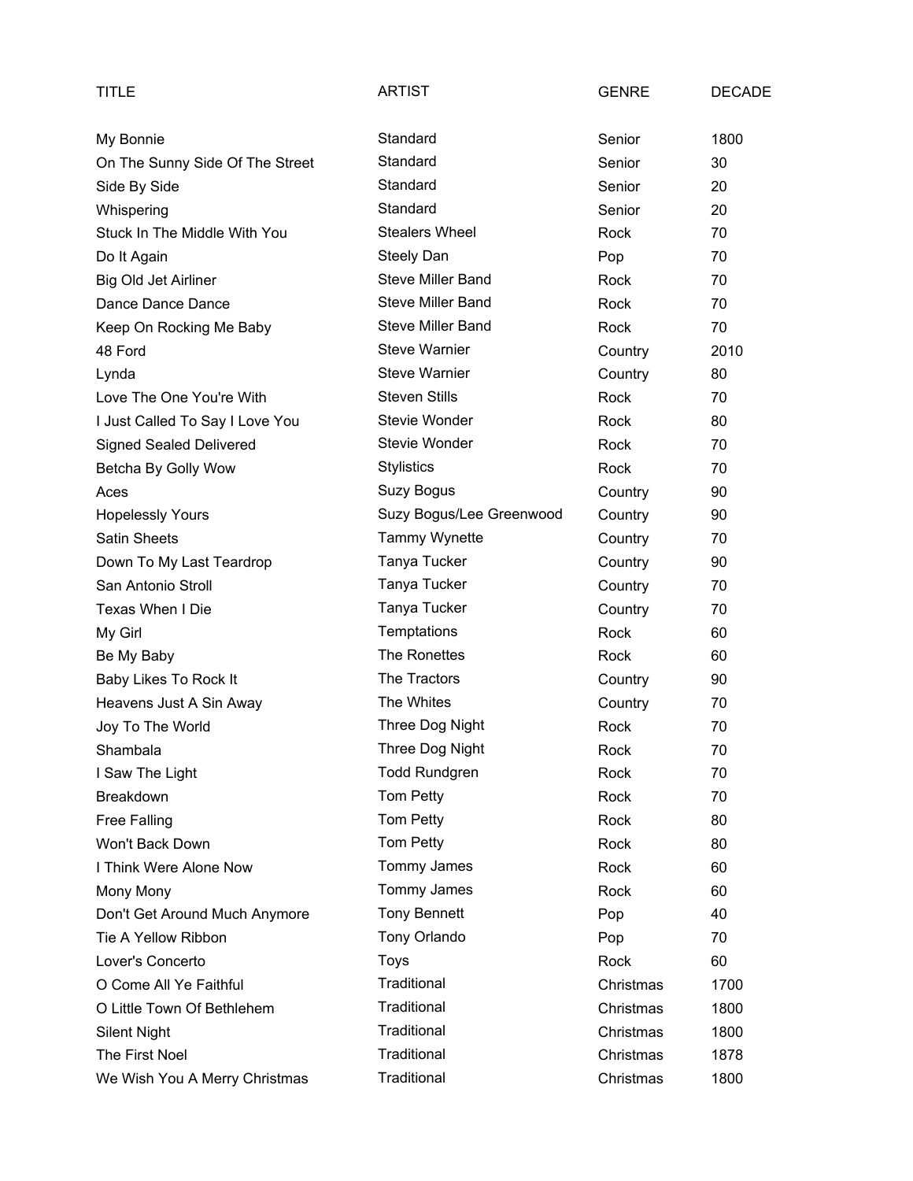| TITLE | ARTIST | GENRE | DECADE |
| --- | --- | --- | --- |
| My Bonnie | Standard | Senior | 1800 |
| On The Sunny Side Of The Street | Standard | Senior | 30 |
| Side By Side | Standard | Senior | 20 |
| Whispering | Standard | Senior | 20 |
| Stuck In The Middle With You | Stealers Wheel | Rock | 70 |
| Do It Again | Steely Dan | Pop | 70 |
| Big Old Jet Airliner | Steve Miller Band | Rock | 70 |
| Dance Dance Dance | Steve Miller Band | Rock | 70 |
| Keep On Rocking Me Baby | Steve Miller Band | Rock | 70 |
| 48 Ford | Steve Warnier | Country | 2010 |
| Lynda | Steve Warnier | Country | 80 |
| Love The One You're With | Steven Stills | Rock | 70 |
| I Just Called To Say I Love You | Stevie Wonder | Rock | 80 |
| Signed Sealed Delivered | Stevie Wonder | Rock | 70 |
| Betcha By Golly Wow | Stylistics | Rock | 70 |
| Aces | Suzy Bogus | Country | 90 |
| Hopelessly Yours | Suzy Bogus/Lee Greenwood | Country | 90 |
| Satin Sheets | Tammy Wynette | Country | 70 |
| Down To My Last Teardrop | Tanya Tucker | Country | 90 |
| San Antonio Stroll | Tanya Tucker | Country | 70 |
| Texas When I Die | Tanya Tucker | Country | 70 |
| My Girl | Temptations | Rock | 60 |
| Be My Baby | The Ronettes | Rock | 60 |
| Baby Likes To Rock It | The Tractors | Country | 90 |
| Heavens Just A Sin Away | The Whites | Country | 70 |
| Joy To The World | Three Dog Night | Rock | 70 |
| Shambala | Three Dog Night | Rock | 70 |
| I Saw The Light | Todd Rundgren | Rock | 70 |
| Breakdown | Tom Petty | Rock | 70 |
| Free Falling | Tom Petty | Rock | 80 |
| Won't Back Down | Tom Petty | Rock | 80 |
| I Think Were Alone Now | Tommy James | Rock | 60 |
| Mony Mony | Tommy James | Rock | 60 |
| Don't Get Around Much Anymore | Tony Bennett | Pop | 40 |
| Tie A Yellow Ribbon | Tony Orlando | Pop | 70 |
| Lover's Concerto | Toys | Rock | 60 |
| O Come All Ye Faithful | Traditional | Christmas | 1700 |
| O Little Town Of Bethlehem | Traditional | Christmas | 1800 |
| Silent Night | Traditional | Christmas | 1800 |
| The First Noel | Traditional | Christmas | 1878 |
| We Wish You A Merry Christmas | Traditional | Christmas | 1800 |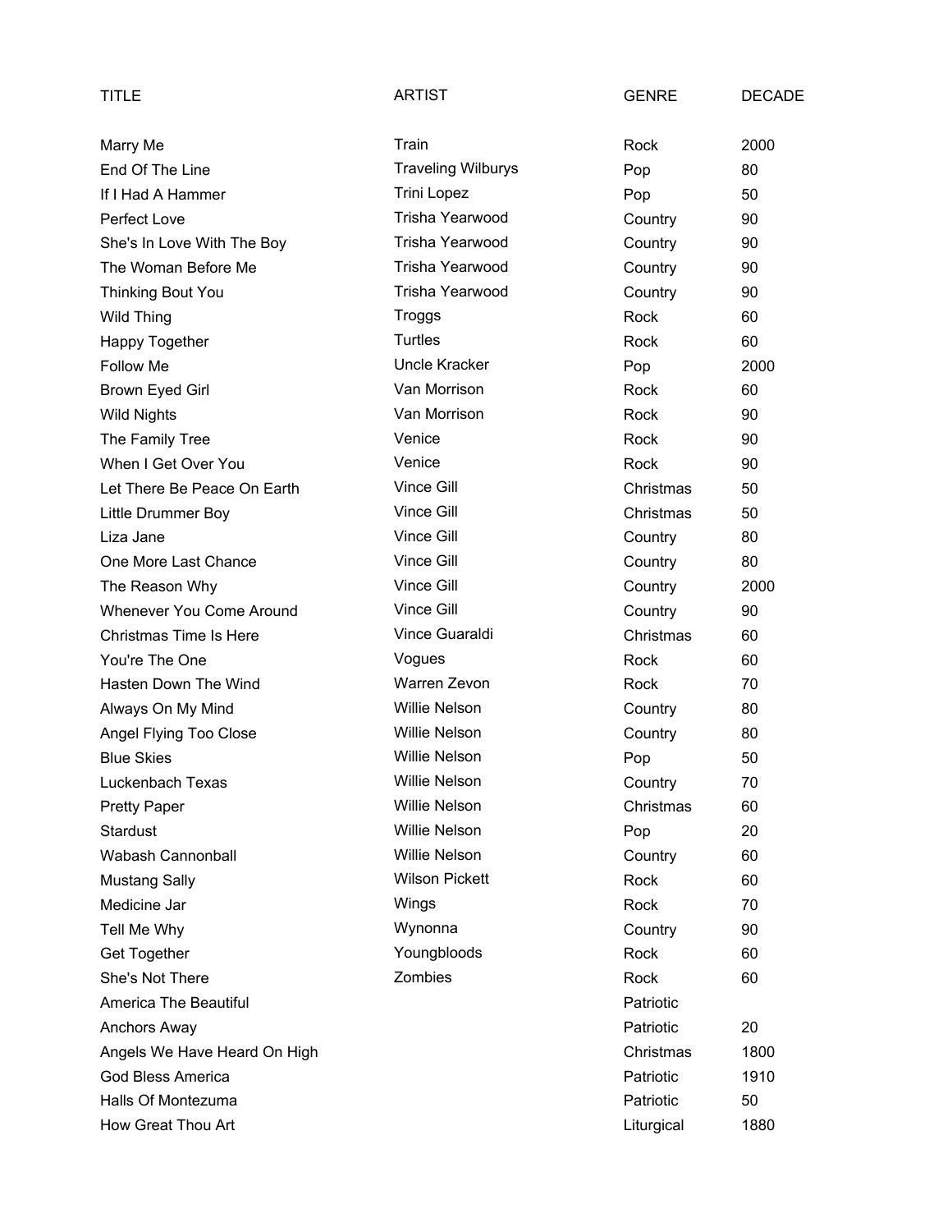| TITLE | ARTIST | GENRE | DECADE |
| --- | --- | --- | --- |
| Marry Me | Train | Rock | 2000 |
| End Of The Line | Traveling Wilburys | Pop | 80 |
| If I Had A Hammer | Trini Lopez | Pop | 50 |
| Perfect Love | Trisha Yearwood | Country | 90 |
| She's In Love With The Boy | Trisha Yearwood | Country | 90 |
| The Woman Before Me | Trisha Yearwood | Country | 90 |
| Thinking Bout You | Trisha Yearwood | Country | 90 |
| Wild Thing | Troggs | Rock | 60 |
| Happy Together | Turtles | Rock | 60 |
| Follow Me | Uncle Kracker | Pop | 2000 |
| Brown Eyed Girl | Van Morrison | Rock | 60 |
| Wild Nights | Van Morrison | Rock | 90 |
| The Family Tree | Venice | Rock | 90 |
| When I Get Over You | Venice | Rock | 90 |
| Let There Be Peace On Earth | Vince Gill | Christmas | 50 |
| Little Drummer Boy | Vince Gill | Christmas | 50 |
| Liza Jane | Vince Gill | Country | 80 |
| One More Last Chance | Vince Gill | Country | 80 |
| The Reason Why | Vince Gill | Country | 2000 |
| Whenever You Come Around | Vince Gill | Country | 90 |
| Christmas Time Is Here | Vince Guaraldi | Christmas | 60 |
| You're The One | Vogues | Rock | 60 |
| Hasten Down The Wind | Warren Zevon | Rock | 70 |
| Always On My Mind | Willie Nelson | Country | 80 |
| Angel Flying Too Close | Willie Nelson | Country | 80 |
| Blue Skies | Willie Nelson | Pop | 50 |
| Luckenbach Texas | Willie Nelson | Country | 70 |
| Pretty Paper | Willie Nelson | Christmas | 60 |
| Stardust | Willie Nelson | Pop | 20 |
| Wabash Cannonball | Willie Nelson | Country | 60 |
| Mustang Sally | Wilson Pickett | Rock | 60 |
| Medicine Jar | Wings | Rock | 70 |
| Tell Me Why | Wynonna | Country | 90 |
| Get Together | Youngbloods | Rock | 60 |
| She's Not There | Zombies | Rock | 60 |
| America The Beautiful | | Patriotic | |
| Anchors Away | | Patriotic | 20 |
| Angels We Have Heard On High | | Christmas | 1800 |
| God Bless America | | Patriotic | 1910 |
| Halls Of Montezuma | | Patriotic | 50 |
| How Great Thou Art | | Liturgical | 1880 |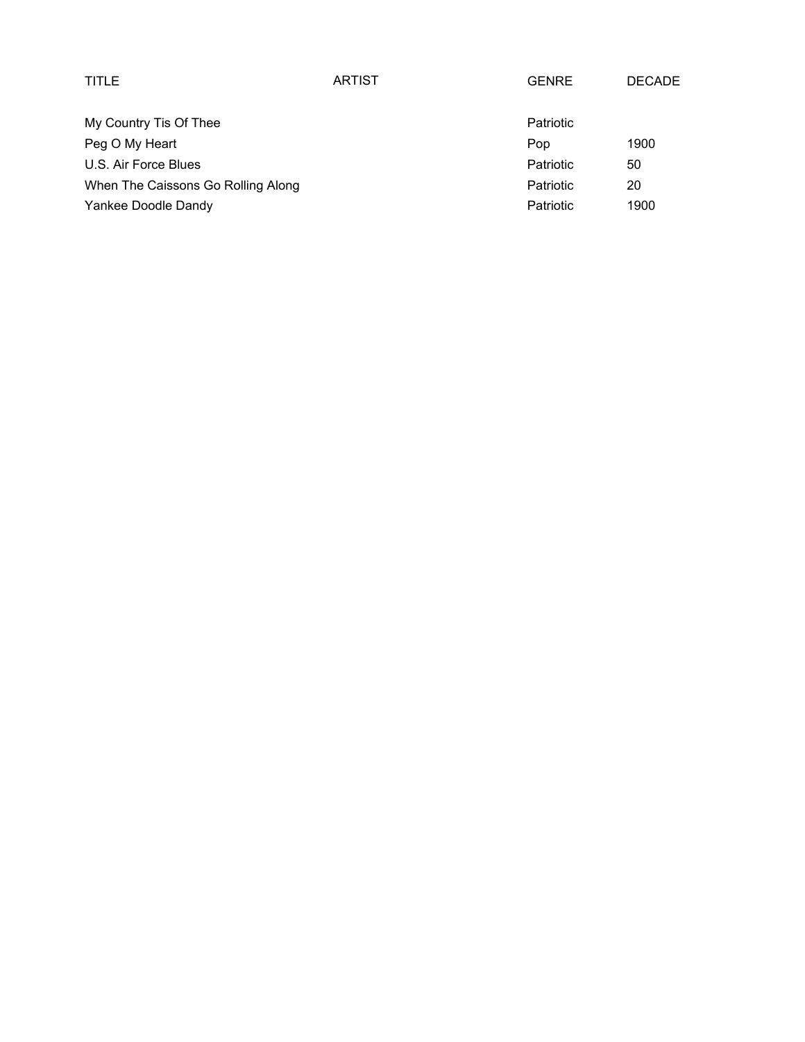| TITLE | ARTIST | GENRE | DECADE |
|---|---|---|---|
| My Country Tis Of Thee | | Patriotic | |
| Peg O My Heart | | Pop | 1900 |
| U.S. Air Force Blues | | Patriotic | 50 |
| When The Caissons Go Rolling Along | | Patriotic | 20 |
| Yankee Doodle Dandy | | Patriotic | 1900 |